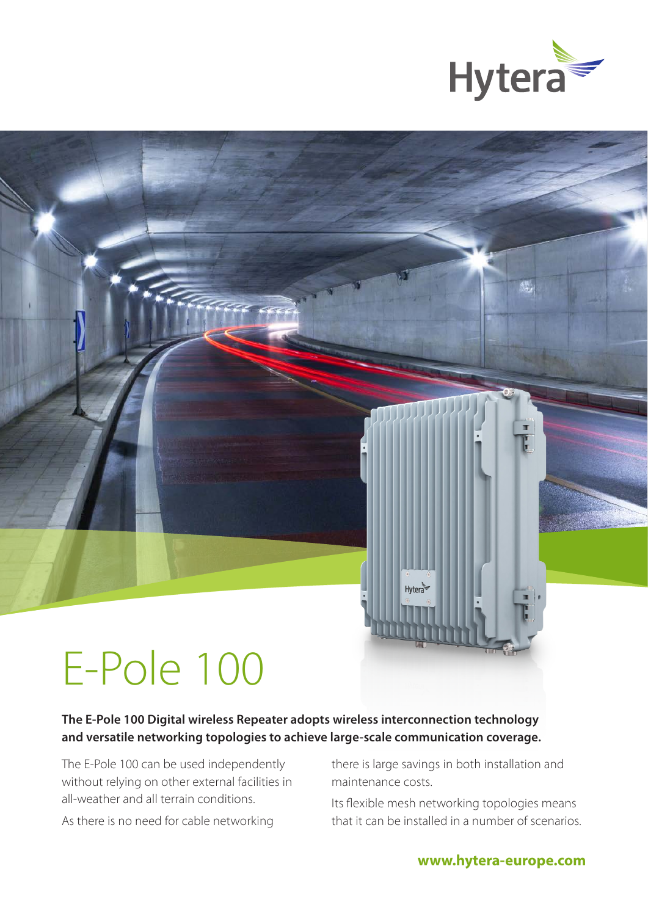# E-Pole 100

**The E-Pole 100 Digital wireless Repeater adopts wireless interconnection technology and versatile networking topologies to achieve large-scale communication coverage.**

The E-Pole 100 can be used independently without relying on other external facilities in all-weather and all terrain conditions.

As there is no need for cable networking there is large savings in both installation and maintenance costs.

Its flexible mesh networking topologies means that it can be installed in a number of scenarios.

**www.hytera-europe.com**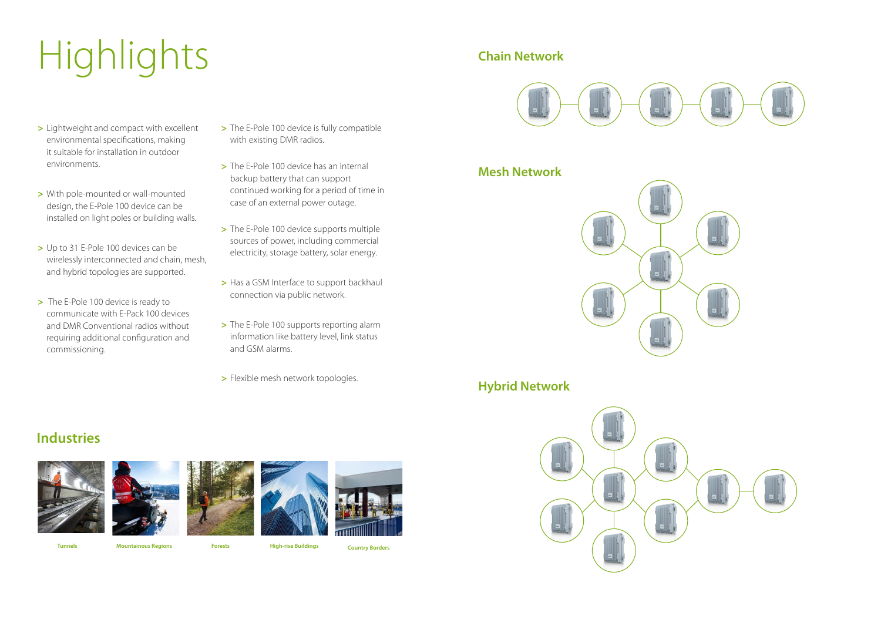# Highlights

- Lightweight and compact with excellent environmental specifications, making it suitable for installation in outdoor environments.
- With pole-mounted or wall-mounted design, the E-Pole 100 device can be installed on light poles or building walls.
- Up to 31 E-Pole 100 devices can be wirelessly interconnected and chain, mesh, and hybrid topologies are supported.
- The E-Pole 100 device is ready to communicate with E-Pack 100 devices and DMR Conventional radios without requiring additional configuration and commissioning.
- The E-Pole 100 device is fully compatible with existing DMR radios.
- The E-Pole 100 device has an internal backup battery that can support continued working for a period of time in case of an external power outage.
- The E-Pole 100 device supports multiple sources of power, including commercial electricity, storage battery, solar energy.
- Has a GSM Interface to support backhaul connection via public network.
- The E-Pole 100 supports reporting alarm information like battery level, link status and GSM alarms.
- Flexible mesh network topologies.

## Chain Network

## Mesh Network

## Hybrid Network

## Industries

Tunnels

Mountainous Regions

Forests

High-rise Buildings

Country Borders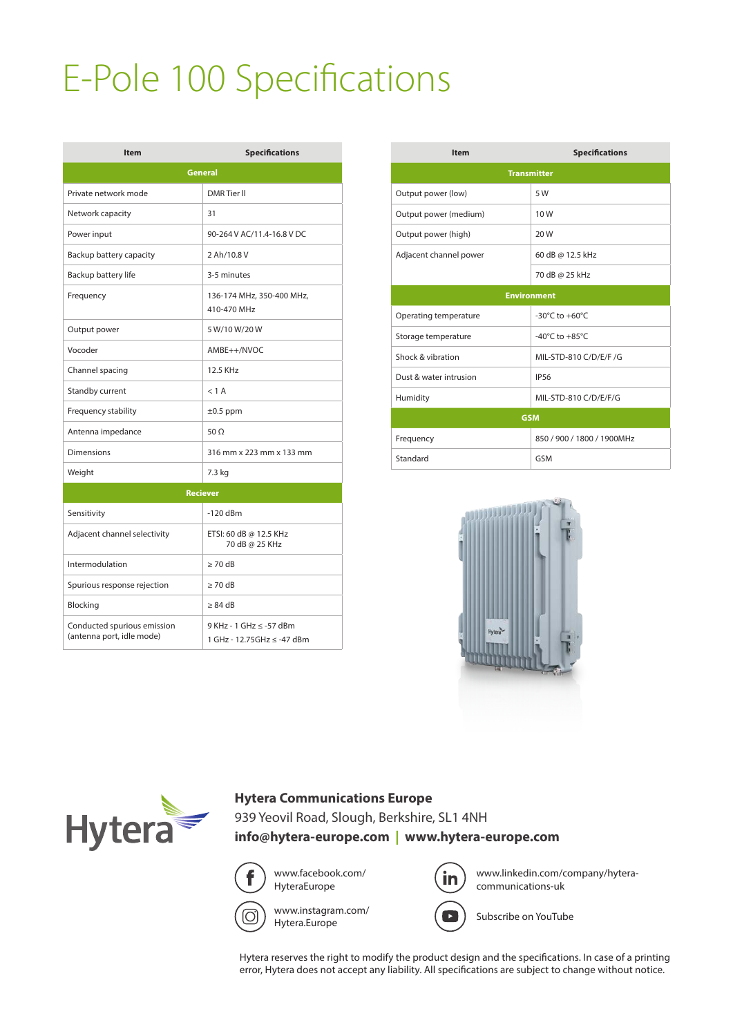# E-Pole 100 Specifications

| Item | Specifications |
| --- | --- |
| **General** | |
| Private network mode | DMR Tier II |
| Network capacity | 31 |
| Power input | 90-264 V AC/11.4-16.8 V DC |
| Backup battery capacity | 2 Ah/10.8 V |
| Backup battery life | 3-5 minutes |
| Frequency | 136-174 MHz, 350-400 MHz, 410-470 MHz |
| Output power | 5 W/10 W/20 W |
| Vocoder | AMBE++/NVOC |
| Channel spacing | 12.5 KHz |
| Standby current | < 1 A |
| Frequency stability | ±0.5 ppm |
| Antenna impedance | 50 Ω |
| Dimensions | 316 mm x 223 mm x 133 mm |
| Weight | 7.3 kg |
| **Reciever** | |
| Sensitivity | -120 dBm |
| Adjacent channel selectivity | ETSI: 60 dB @ 12.5 KHz<br>70 dB @ 25 KHz |
| Intermodulation | ≥ 70 dB |
| Spurious response rejection | ≥ 70 dB |
| Blocking | ≥ 84 dB |
| Conducted spurious emission (antenna port, idle mode) | 9 KHz - 1 GHz ≤ -57 dBm<br>1 GHz - 12.75GHz ≤ -47 dBm |

| Item | Specifications |
| --- | --- |
| **Transmitter** | |
| Output power (low) | 5 W |
| Output power (medium) | 10 W |
| Output power (high) | 20 W |
| Adjacent channel power | 60 dB @ 12.5 kHz |
| | 70 dB @ 25 kHz |
| **Environment** | |
| Operating temperature | -30°C to +60°C |
| Storage temperature | -40°C to +85°C |
| Shock & vibration | MIL-STD-810 C/D/E/F /G |
| Dust & water intrusion | IP56 |
| Humidity | MIL-STD-810 C/D/E/F/G |
| **GSM** | |
| Frequency | 850 / 900 / 1800 / 1900MHz |
| Standard | GSM |

Hytera

**Hytera Communications Europe**

939 Yeovil Road, Slough, Berkshire, SL1 4NH

**info@hytera-europe.com | www.hytera-europe.com**

www.facebook.com/HyteraEurope

www.linkedin.com/company/hytera-communications-uk

www.instagram.com/Hytera.Europe

Subscribe on YouTube

Hytera reserves the right to modify the product design and the specifications. In case of a printing error, Hytera does not accept any liability. All specifications are subject to change without notice.